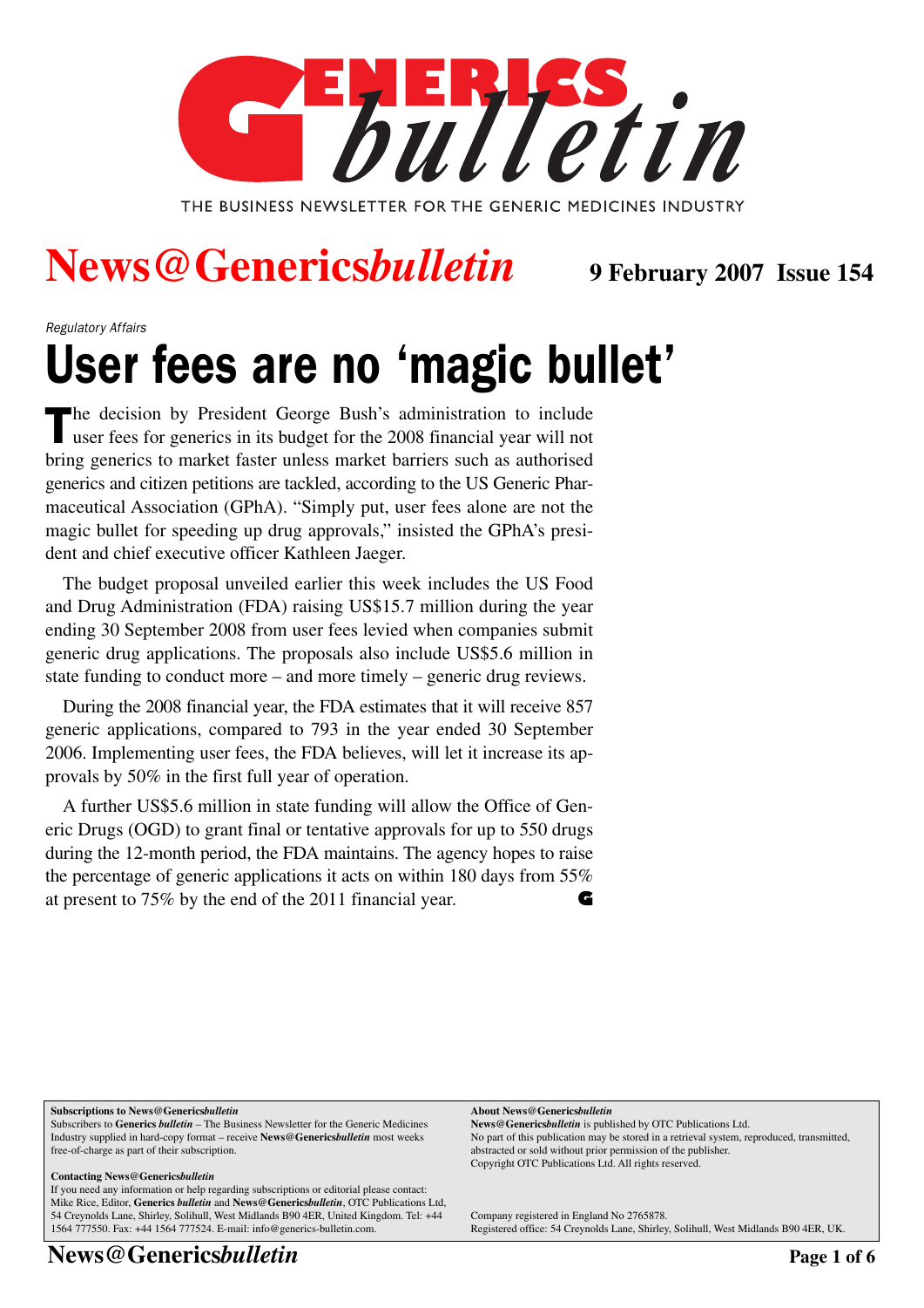# Generics bulletin

THE BUSINESS NEWSLETTER FOR THE GENERIC MEDICINES INDUSTRY

## News@Generics*bulletin*

**9 February 2007 Issue 154**

*Regulatory Affairs*

# User fees are no 'magic bullet'

The decision by President George Bush's administration to include user fees for generics in its budget for the 2008 financial year will not bring generics to market faster unless market barriers such as authorised generics and citizen petitions are tackled, according to the US Generic Pharmaceutical Association (GPhA). "Simply put, user fees alone are not the magic bullet for speeding up drug approvals," insisted the GPhA's president and chief executive officer Kathleen Jaeger.

The budget proposal unveiled earlier this week includes the US Food and Drug Administration (FDA) raising US$15.7 million during the year ending 30 September 2008 from user fees levied when companies submit generic drug applications. The proposals also include US$5.6 million in state funding to conduct more – and more timely – generic drug reviews.

During the 2008 financial year, the FDA estimates that it will receive 857 generic applications, compared to 793 in the year ended 30 September 2006. Implementing user fees, the FDA believes, will let it increase its approvals by 50% in the first full year of operation.

A further US$5.6 million in state funding will allow the Office of Generic Drugs (OGD) to grant final or tentative approvals for up to 550 drugs during the 12-month period, the FDA maintains. The agency hopes to raise the percentage of generic applications it acts on within 180 days from 55% at present to 75% by the end of the 2011 financial year.

**Subscriptions to News@Generics*bulletin***
Subscribers to **Generics *bulletin*** – The Business Newsletter for the Generic Medicines Industry supplied in hard-copy format – receive **News@Generics*bulletin*** most weeks free-of-charge as part of their subscription.

**Contacting News@Generics*bulletin***
If you need any information or help regarding subscriptions or editorial please contact: Mike Rice, Editor, **Generics *bulletin*** and **News@Generics*bulletin***, OTC Publications Ltd, 54 Creynolds Lane, Shirley, Solihull, West Midlands B90 4ER, United Kingdom. Tel: +44 1564 777550. Fax: +44 1564 777524. E-mail: info@generics-bulletin.com.

**About News@Generics*bulletin***
**News@Generics*bulletin*** is published by OTC Publications Ltd.
No part of this publication may be stored in a retrieval system, reproduced, transmitted, abstracted or sold without prior permission of the publisher.
Copyright OTC Publications Ltd. All rights reserved.

Company registered in England No 2765878.
Registered office: 54 Creynolds Lane, Shirley, Solihull, West Midlands B90 4ER, UK.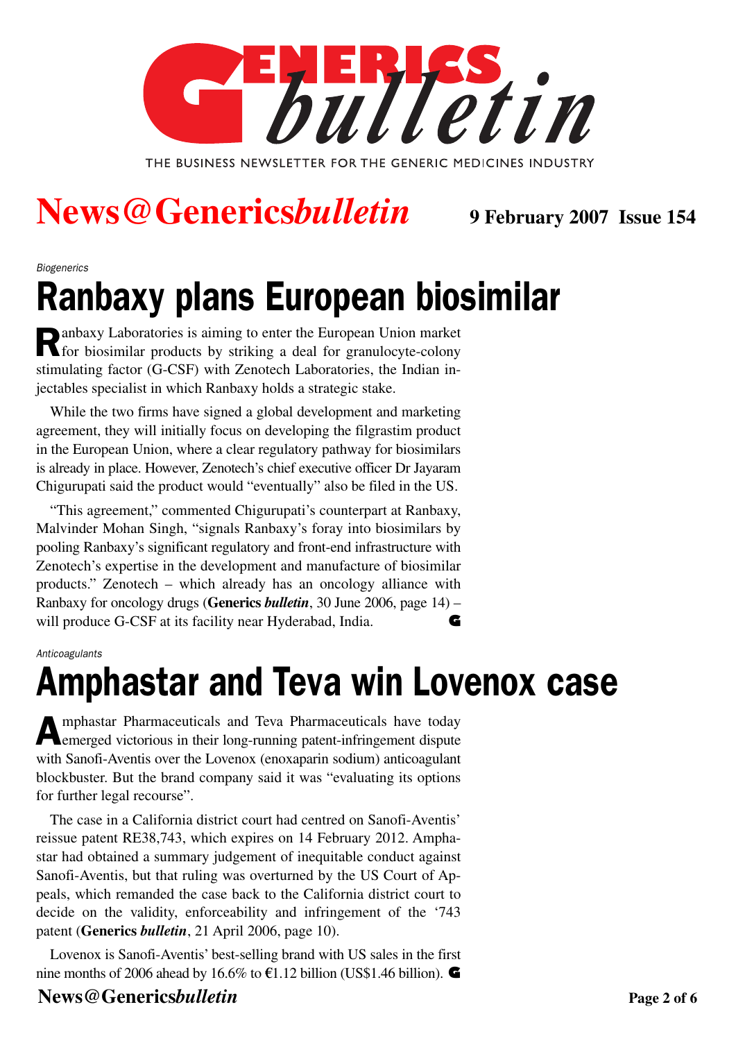# News@Genericsbulletin

**9 February 2007 Issue 154**

*Biogenerics*

## Ranbaxy plans European biosimilar

Ranbaxy Laboratories is aiming to enter the European Union market for biosimilar products by striking a deal for granulocyte-colony stimulating factor (G-CSF) with Zenotech Laboratories, the Indian injectables specialist in which Ranbaxy holds a strategic stake.

While the two firms have signed a global development and marketing agreement, they will initially focus on developing the filgrastim product in the European Union, where a clear regulatory pathway for biosimilars is already in place. However, Zenotech's chief executive officer Dr Jayaram Chigurupati said the product would "eventually" also be filed in the US.

"This agreement," commented Chigurupati's counterpart at Ranbaxy, Malvinder Mohan Singh, "signals Ranbaxy's foray into biosimilars by pooling Ranbaxy's significant regulatory and front-end infrastructure with Zenotech's expertise in the development and manufacture of biosimilar products." Zenotech – which already has an oncology alliance with Ranbaxy for oncology drugs (**Generics *bulletin***, 30 June 2006, page 14) – will produce G-CSF at its facility near Hyderabad, India.

*Anticoagulants*

## Amphastar and Teva win Lovenox case

Amphastar Pharmaceuticals and Teva Pharmaceuticals have today emerged victorious in their long-running patent-infringement dispute with Sanofi-Aventis over the Lovenox (enoxaparin sodium) anticoagulant blockbuster. But the brand company said it was "evaluating its options for further legal recourse".

The case in a California district court had centred on Sanofi-Aventis' reissue patent RE38,743, which expires on 14 February 2012. Amphastar had obtained a summary judgement of inequitable conduct against Sanofi-Aventis, but that ruling was overturned by the US Court of Appeals, which remanded the case back to the California district court to decide on the validity, enforceability and infringement of the '743 patent (**Generics *bulletin***, 21 April 2006, page 10).

Lovenox is Sanofi-Aventis' best-selling brand with US sales in the first nine months of 2006 ahead by 16.6% to €1.12 billion (US$1.46 billion).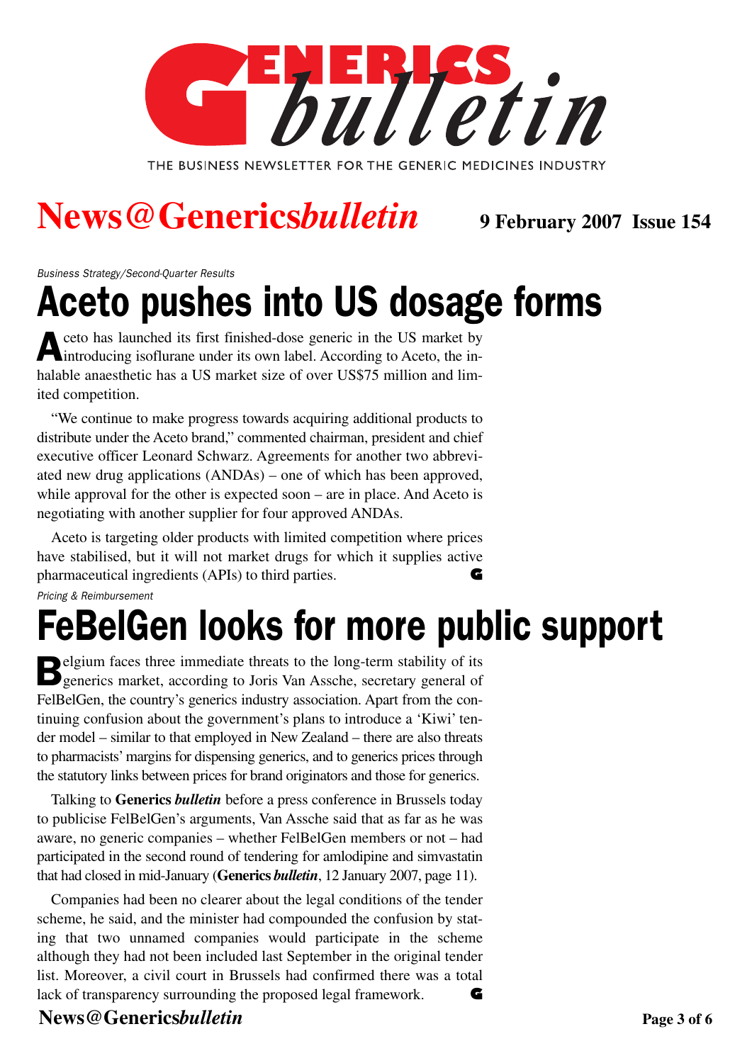*Business Strategy/Second-Quarter Results*

# Aceto pushes into US dosage forms

Aceto has launched its first finished-dose generic in the US market by introducing isoflurane under its own label. According to Aceto, the inhalable anaesthetic has a US market size of over US$75 million and limited competition.

"We continue to make progress towards acquiring additional products to distribute under the Aceto brand," commented chairman, president and chief executive officer Leonard Schwarz. Agreements for another two abbreviated new drug applications (ANDAs) – one of which has been approved, while approval for the other is expected soon – are in place. And Aceto is negotiating with another supplier for four approved ANDAs.

Aceto is targeting older products with limited competition where prices have stabilised, but it will not market drugs for which it supplies active pharmaceutical ingredients (APIs) to third parties.

*Pricing & Reimbursement*

# FeBelGen looks for more public support

Belgium faces three immediate threats to the long-term stability of its generics market, according to Joris Van Assche, secretary general of FelBelGen, the country's generics industry association. Apart from the continuing confusion about the government's plans to introduce a 'Kiwi' tender model – similar to that employed in New Zealand – there are also threats to pharmacists' margins for dispensing generics, and to generics prices through the statutory links between prices for brand originators and those for generics.

Talking to **Generics *bulletin*** before a press conference in Brussels today to publicise FelBelGen's arguments, Van Assche said that as far as he was aware, no generic companies – whether FelBelGen members or not – had participated in the second round of tendering for amlodipine and simvastatin that had closed in mid-January (**Generics *bulletin***, 12 January 2007, page 11).

Companies had been no clearer about the legal conditions of the tender scheme, he said, and the minister had compounded the confusion by stating that two unnamed companies would participate in the scheme although they had not been included last September in the original tender list. Moreover, a civil court in Brussels had confirmed there was a total lack of transparency surrounding the proposed legal framework.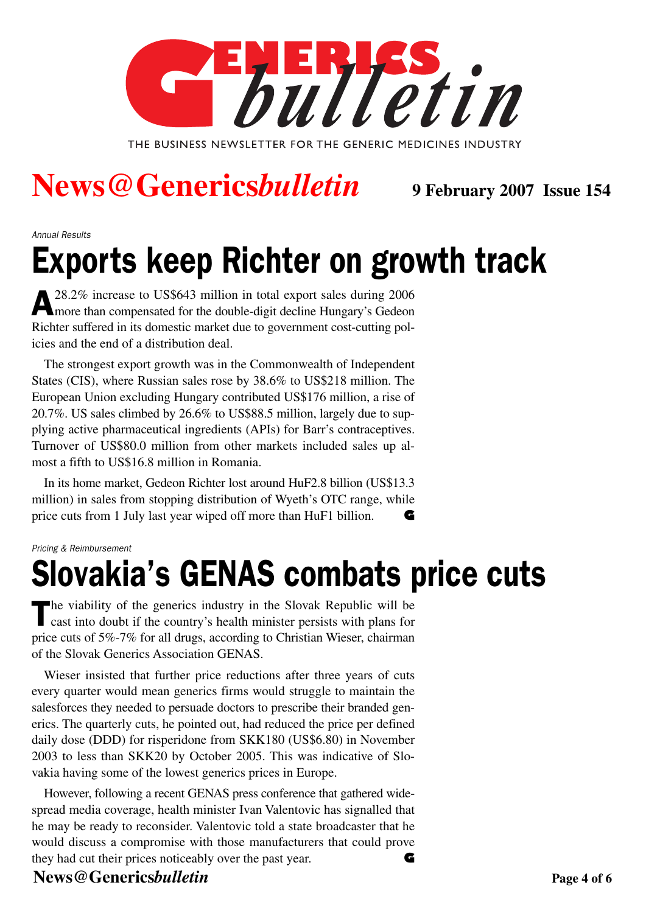*Annual Results*

# Exports keep Richter on growth track

A 28.2% increase to US$643 million in total export sales during 2006 more than compensated for the double-digit decline Hungary's Gedeon Richter suffered in its domestic market due to government cost-cutting policies and the end of a distribution deal.

The strongest export growth was in the Commonwealth of Independent States (CIS), where Russian sales rose by 38.6% to US$218 million. The European Union excluding Hungary contributed US$176 million, a rise of 20.7%. US sales climbed by 26.6% to US$88.5 million, largely due to supplying active pharmaceutical ingredients (APIs) for Barr's contraceptives. Turnover of US$80.0 million from other markets included sales up almost a fifth to US$16.8 million in Romania.

In its home market, Gedeon Richter lost around HuF2.8 billion (US$13.3 million) in sales from stopping distribution of Wyeth's OTC range, while price cuts from 1 July last year wiped off more than HuF1 billion.

*Pricing & Reimbursement*

# Slovakia's GENAS combats price cuts

The viability of the generics industry in the Slovak Republic will be cast into doubt if the country's health minister persists with plans for price cuts of 5%-7% for all drugs, according to Christian Wieser, chairman of the Slovak Generics Association GENAS.

Wieser insisted that further price reductions after three years of cuts every quarter would mean generics firms would struggle to maintain the salesforces they needed to persuade doctors to prescribe their branded generics. The quarterly cuts, he pointed out, had reduced the price per defined daily dose (DDD) for risperidone from SKK180 (US$6.80) in November 2003 to less than SKK20 by October 2005. This was indicative of Slovakia having some of the lowest generics prices in Europe.

However, following a recent GENAS press conference that gathered widespread media coverage, health minister Ivan Valentovic has signalled that he may be ready to reconsider. Valentovic told a state broadcaster that he would discuss a compromise with those manufacturers that could prove they had cut their prices noticeably over the past year.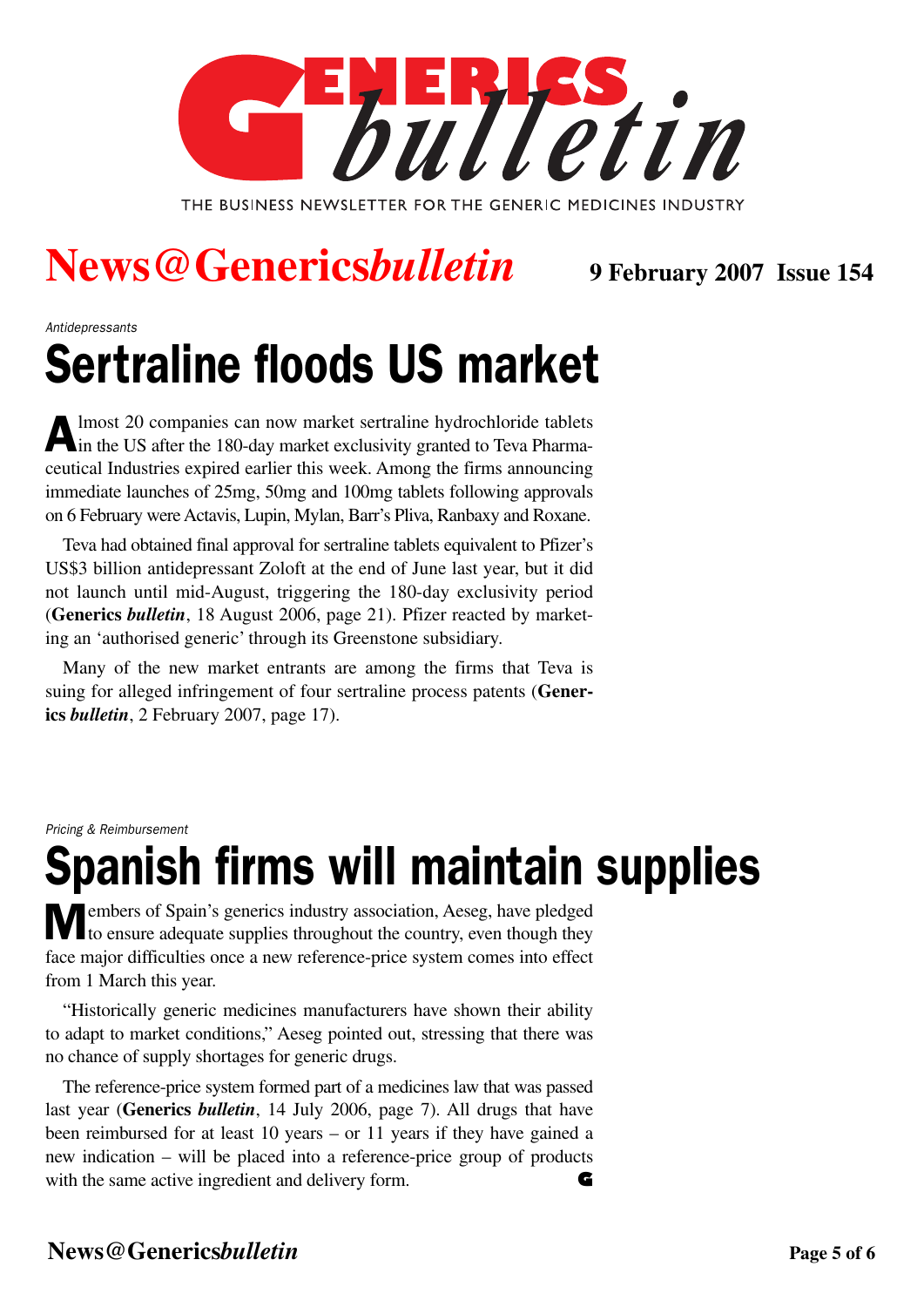# News@Generics*bulletin*

**9 February 2007 Issue 154**

*Antidepressants*

## Sertraline floods US market

Almost 20 companies can now market sertraline hydrochloride tablets in the US after the 180-day market exclusivity granted to Teva Pharmaceutical Industries expired earlier this week. Among the firms announcing immediate launches of 25mg, 50mg and 100mg tablets following approvals on 6 February were Actavis, Lupin, Mylan, Barr's Pliva, Ranbaxy and Roxane.

Teva had obtained final approval for sertraline tablets equivalent to Pfizer's US$3 billion antidepressant Zoloft at the end of June last year, but it did not launch until mid-August, triggering the 180-day exclusivity period (**Generics *bulletin***, 18 August 2006, page 21). Pfizer reacted by marketing an 'authorised generic' through its Greenstone subsidiary.

Many of the new market entrants are among the firms that Teva is suing for alleged infringement of four sertraline process patents (**Generics *bulletin***, 2 February 2007, page 17).

*Pricing & Reimbursement*

## Spanish firms will maintain supplies

Members of Spain's generics industry association, Aeseg, have pledged to ensure adequate supplies throughout the country, even though they face major difficulties once a new reference-price system comes into effect from 1 March this year.

"Historically generic medicines manufacturers have shown their ability to adapt to market conditions," Aeseg pointed out, stressing that there was no chance of supply shortages for generic drugs.

The reference-price system formed part of a medicines law that was passed last year (**Generics *bulletin***, 14 July 2006, page 7). All drugs that have been reimbursed for at least 10 years – or 11 years if they have gained a new indication – will be placed into a reference-price group of products with the same active ingredient and delivery form.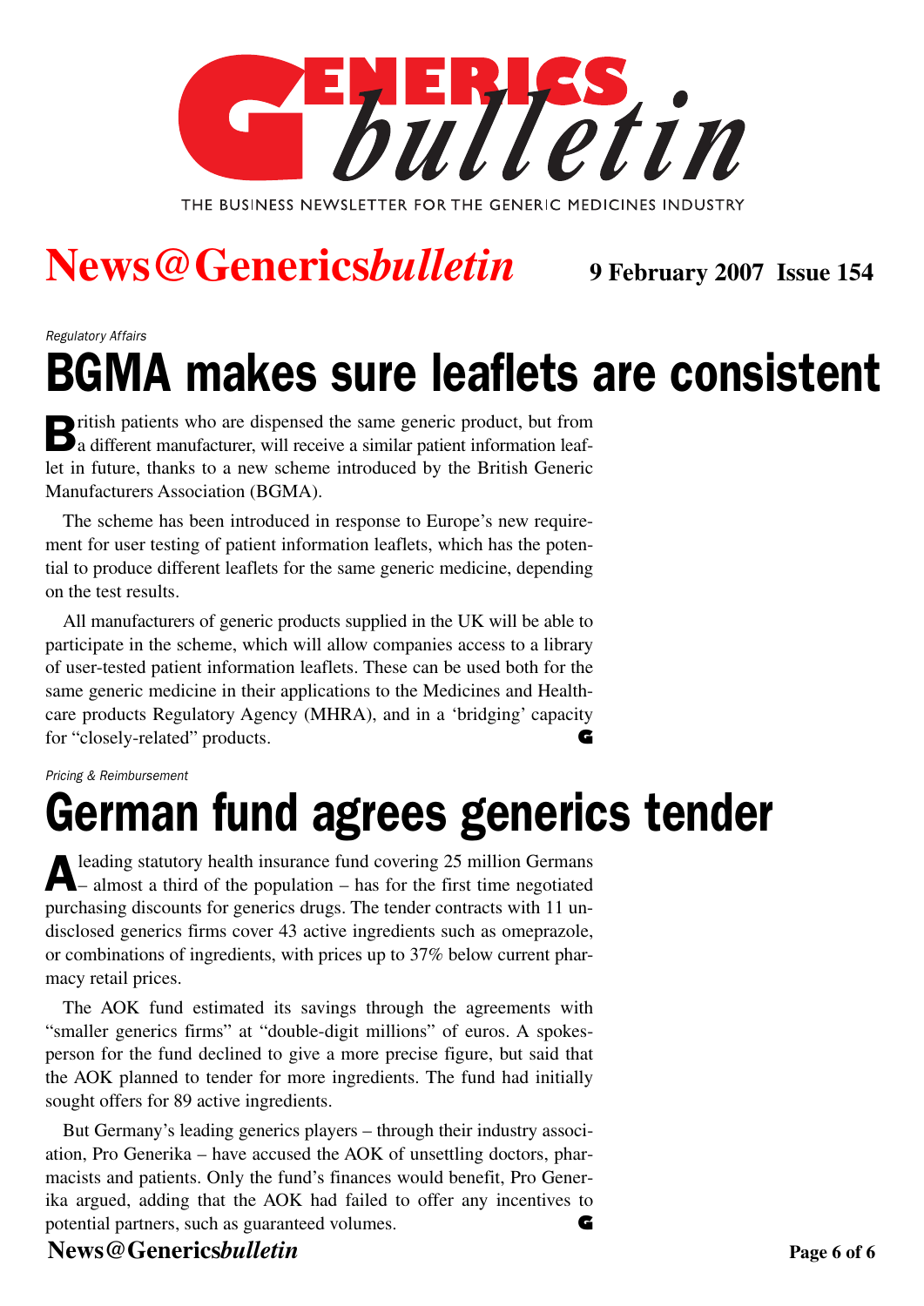# GENERICS bulletin

THE BUSINESS NEWSLETTER FOR THE GENERIC MEDICINES INDUSTRY

## News@Genericsbulletin

**9 February 2007 Issue 154**

*Regulatory Affairs*

## BGMA makes sure leaflets are consistent

British patients who are dispensed the same generic product, but from a different manufacturer, will receive a similar patient information leaflet in future, thanks to a new scheme introduced by the British Generic Manufacturers Association (BGMA).

The scheme has been introduced in response to Europe's new requirement for user testing of patient information leaflets, which has the potential to produce different leaflets for the same generic medicine, depending on the test results.

All manufacturers of generic products supplied in the UK will be able to participate in the scheme, which will allow companies access to a library of user-tested patient information leaflets. These can be used both for the same generic medicine in their applications to the Medicines and Healthcare products Regulatory Agency (MHRA), and in a 'bridging' capacity for "closely-related" products.

*Pricing & Reimbursement*

## German fund agrees generics tender

A leading statutory health insurance fund covering 25 million Germans – almost a third of the population – has for the first time negotiated purchasing discounts for generics drugs. The tender contracts with 11 undisclosed generics firms cover 43 active ingredients such as omeprazole, or combinations of ingredients, with prices up to 37% below current pharmacy retail prices.

The AOK fund estimated its savings through the agreements with "smaller generics firms" at "double-digit millions" of euros. A spokesperson for the fund declined to give a more precise figure, but said that the AOK planned to tender for more ingredients. The fund had initially sought offers for 89 active ingredients.

But Germany's leading generics players – through their industry association, Pro Generika – have accused the AOK of unsettling doctors, pharmacists and patients. Only the fund's finances would benefit, Pro Generika argued, adding that the AOK had failed to offer any incentives to potential partners, such as guaranteed volumes.